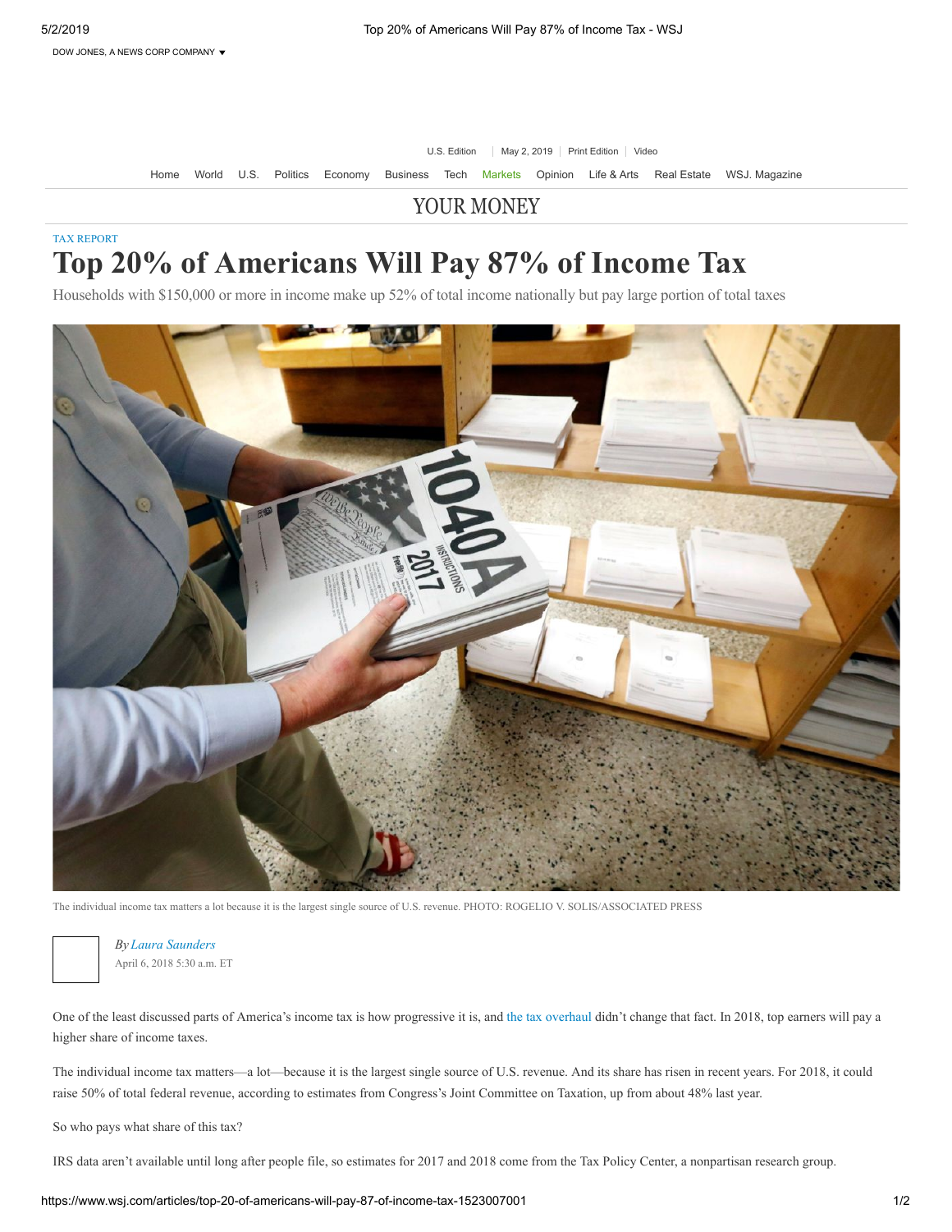YOUR MONEY

TAX REPORT

# Top 20% of Americans Will Pay 87% of Income Tax

Households with $150,000 or more in income make up 52% of total income nationally but pay large portion of total taxes

The individual income tax matters a lot because it is the largest single source of U.S. revenue. PHOTO: ROGELIO V. SOLIS/ASSOCIATED PRESS

*By* *Laura Saunders*
April 6, 2018 5:30 a.m. ET

One of the least discussed parts of America's income tax is how progressive it is, and the tax overhaul didn't change that fact. In 2018, top earners will pay a higher share of income taxes.

The individual income tax matters—a lot—because it is the largest single source of U.S. revenue. And its share has risen in recent years. For 2018, it could raise 50% of total federal revenue, according to estimates from Congress's Joint Committee on Taxation, up from about 48% last year.

So who pays what share of this tax?

IRS data aren't available until long after people file, so estimates for 2017 and 2018 come from the Tax Policy Center, a nonpartisan research group.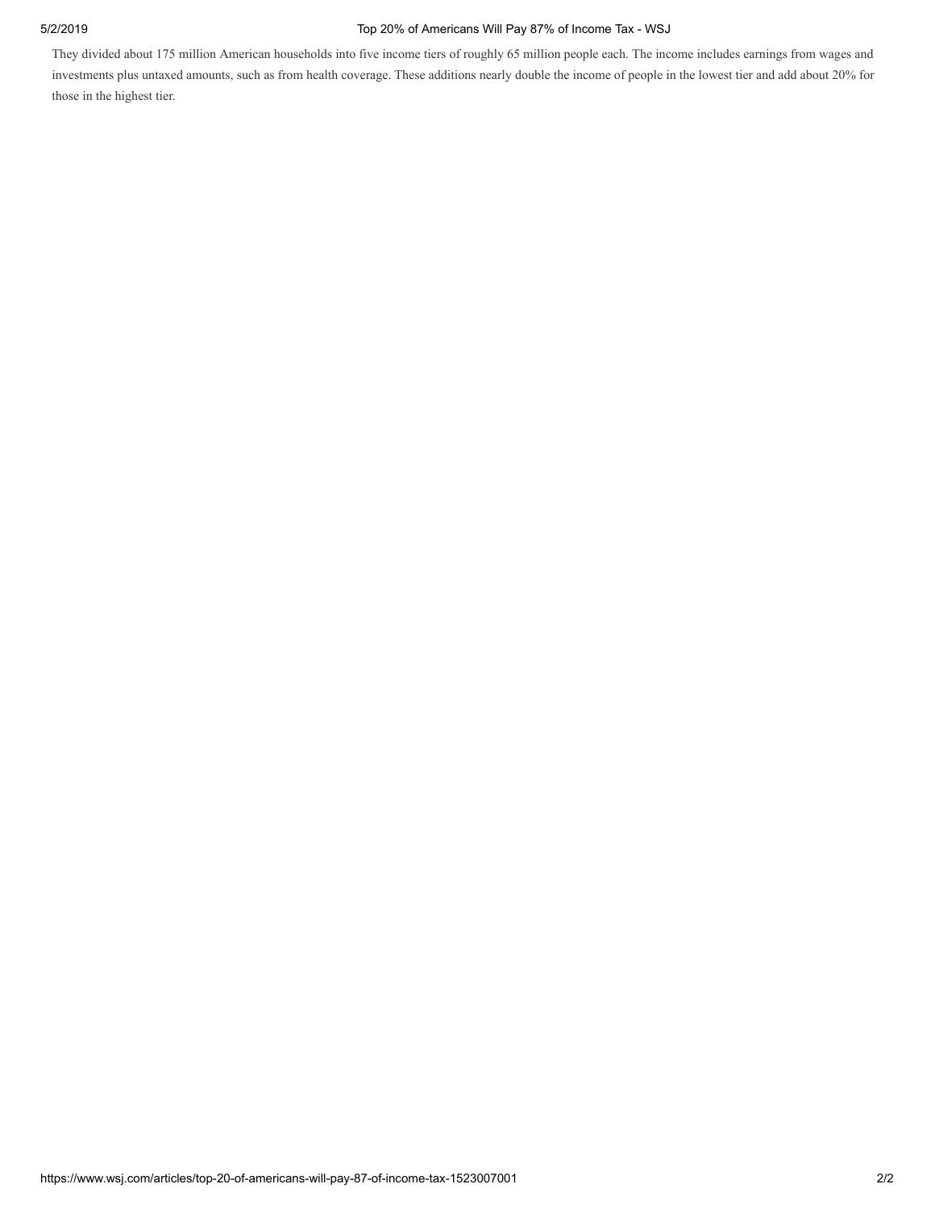They divided about 175 million American households into five income tiers of roughly 65 million people each. The income includes earnings from wages and investments plus untaxed amounts, such as from health coverage. These additions nearly double the income of people in the lowest tier and add about 20% for those in the highest tier.